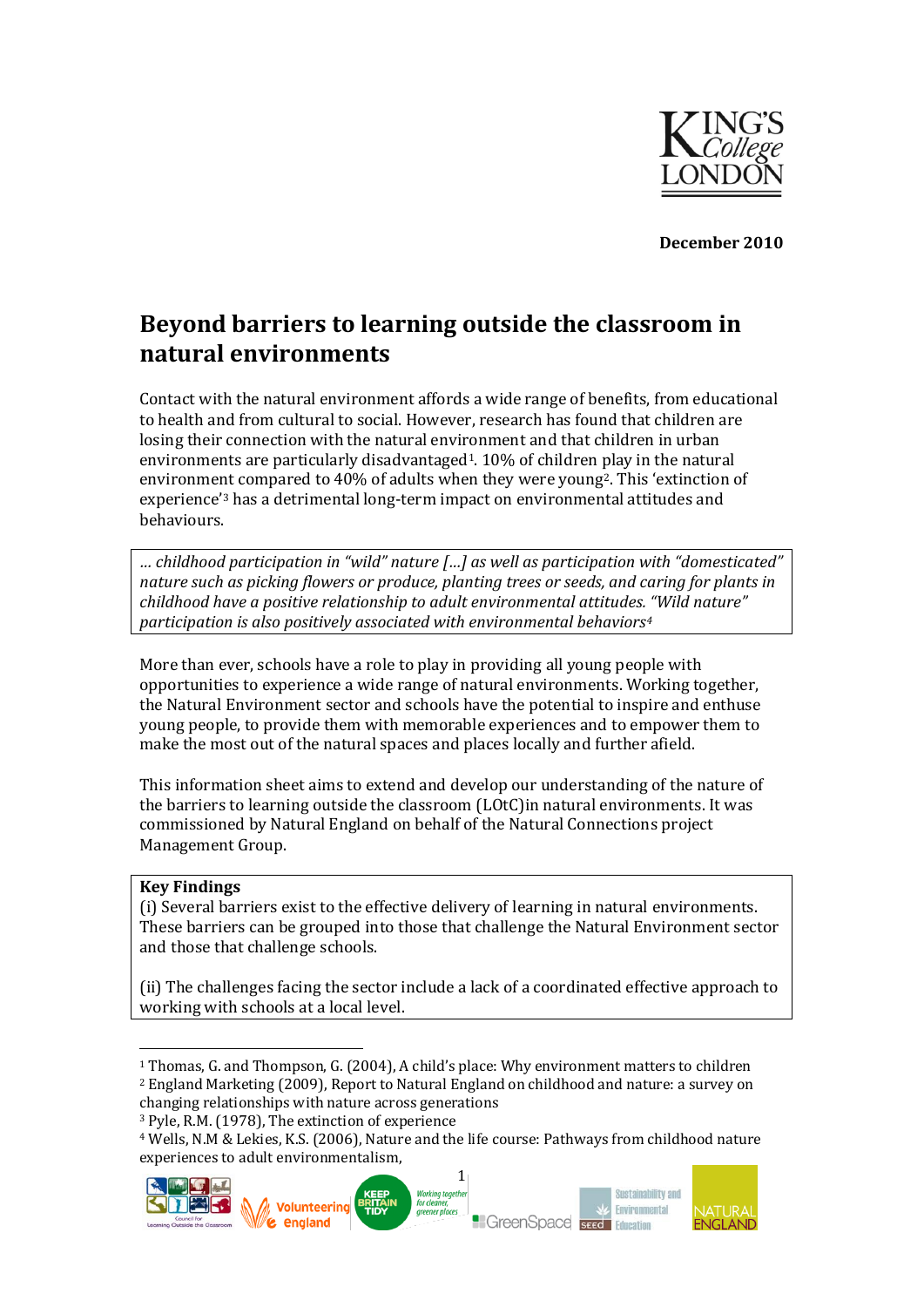December 2010

# Beyond barriers to learning outside the classroom in natural environments

Contact with the natural environment affords a wide range of benefits, from educational to health and from cultural to social. However, research has found that children are losing their connection with the natural environment and that children in urban environments are particularly disadvantaged[1]. 10% of children play in the natural environment compared to 40% of adults when they were young[2]. This 'extinction of experience'[3] has a detrimental long-term impact on environmental attitudes and behaviours.

> *… childhood participation in "wild" nature […] as well as participation with "domesticated" nature such as picking flowers or produce, planting trees or seeds, and caring for plants in childhood have a positive relationship to adult environmental attitudes. "Wild nature" participation is also positively associated with environmental behaviors*[4]

More than ever, schools have a role to play in providing all young people with opportunities to experience a wide range of natural environments. Working together, the Natural Environment sector and schools have the potential to inspire and enthuse young people, to provide them with memorable experiences and to empower them to make the most out of the natural spaces and places locally and further afield.

This information sheet aims to extend and develop our understanding of the nature of the barriers to learning outside the classroom (LOtC)in natural environments. It was commissioned by Natural England on behalf of the Natural Connections project Management Group.

**Key Findings**

(i) Several barriers exist to the effective delivery of learning in natural environments. These barriers can be grouped into those that challenge the Natural Environment sector and those that challenge schools.

(ii) The challenges facing the sector include a lack of a coordinated effective approach to working with schools at a local level.

---

[1] Thomas, G. and Thompson, G. (2004), A child's place: Why environment matters to children

[2] England Marketing (2009), Report to Natural England on childhood and nature: a survey on changing relationships with nature across generations

[3] Pyle, R.M. (1978), The extinction of experience

[4] Wells, N.M & Lekies, K.S. (2006), Nature and the life course: Pathways from childhood nature experiences to adult environmentalism,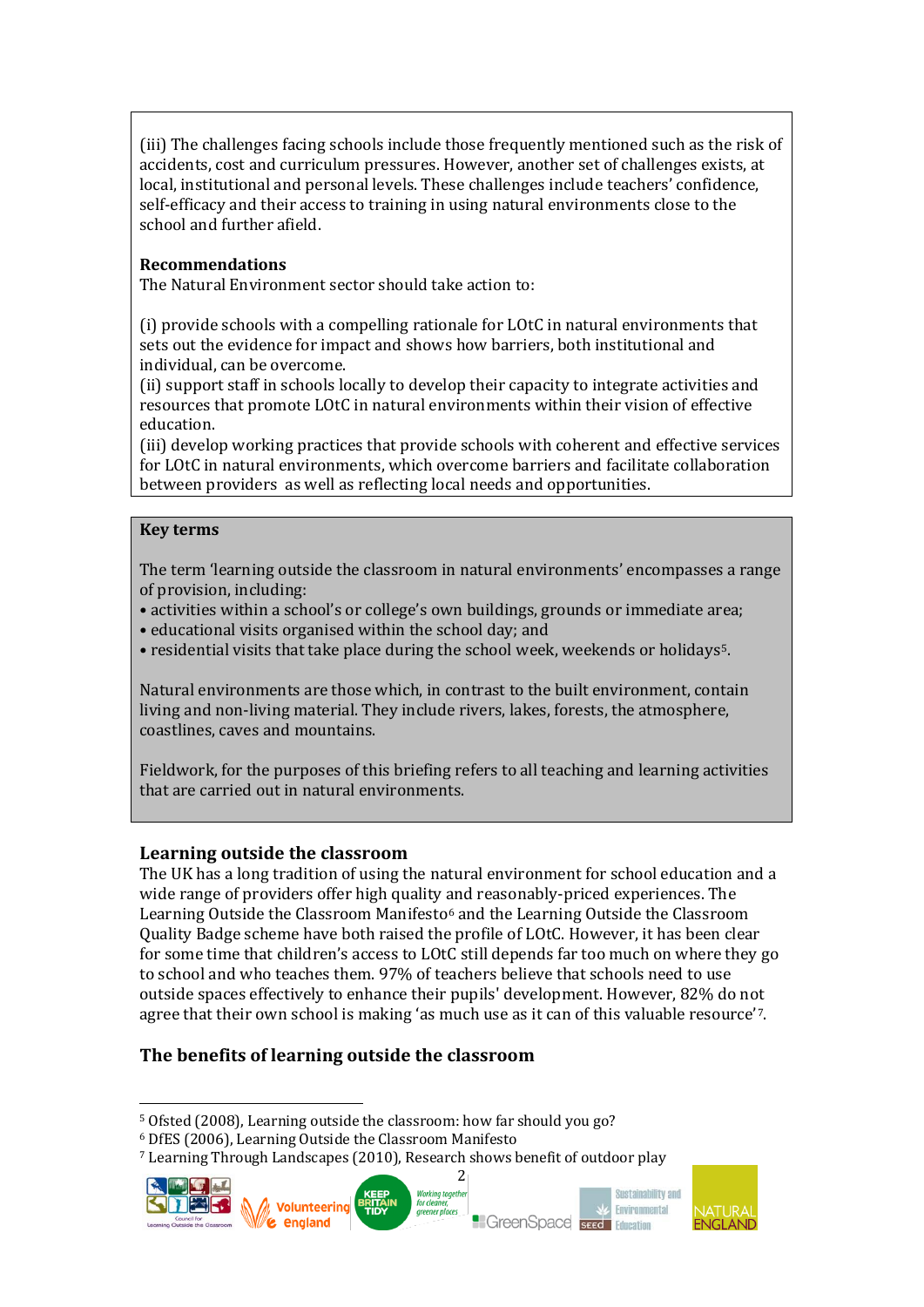(iii) The challenges facing schools include those frequently mentioned such as the risk of accidents, cost and curriculum pressures. However, another set of challenges exists, at local, institutional and personal levels. These challenges include teachers' confidence, self-efficacy and their access to training in using natural environments close to the school and further afield.

**Recommendations**

The Natural Environment sector should take action to:

(i) provide schools with a compelling rationale for LOtC in natural environments that sets out the evidence for impact and shows how barriers, both institutional and individual, can be overcome.

(ii) support staff in schools locally to develop their capacity to integrate activities and resources that promote LOtC in natural environments within their vision of effective education.

(iii) develop working practices that provide schools with coherent and effective services for LOtC in natural environments, which overcome barriers and facilitate collaboration between providers as well as reflecting local needs and opportunities.

**Key terms**

The term 'learning outside the classroom in natural environments' encompasses a range of provision, including:

- activities within a school's or college's own buildings, grounds or immediate area;
- educational visits organised within the school day; and
- residential visits that take place during the school week, weekends or holidays[5].

Natural environments are those which, in contrast to the built environment, contain living and non-living material. They include rivers, lakes, forests, the atmosphere, coastlines, caves and mountains.

Fieldwork, for the purposes of this briefing refers to all teaching and learning activities that are carried out in natural environments.

## Learning outside the classroom

The UK has a long tradition of using the natural environment for school education and a wide range of providers offer high quality and reasonably-priced experiences. The Learning Outside the Classroom Manifesto[6] and the Learning Outside the Classroom Quality Badge scheme have both raised the profile of LOtC. However, it has been clear for some time that children's access to LOtC still depends far too much on where they go to school and who teaches them. 97% of teachers believe that schools need to use outside spaces effectively to enhance their pupils' development. However, 82% do not agree that their own school is making 'as much use as it can of this valuable resource'[7].

## The benefits of learning outside the classroom

---

[5] Ofsted (2008), Learning outside the classroom: how far should you go?

[6] DfES (2006), Learning Outside the Classroom Manifesto

[7] Learning Through Landscapes (2010), Research shows benefit of outdoor play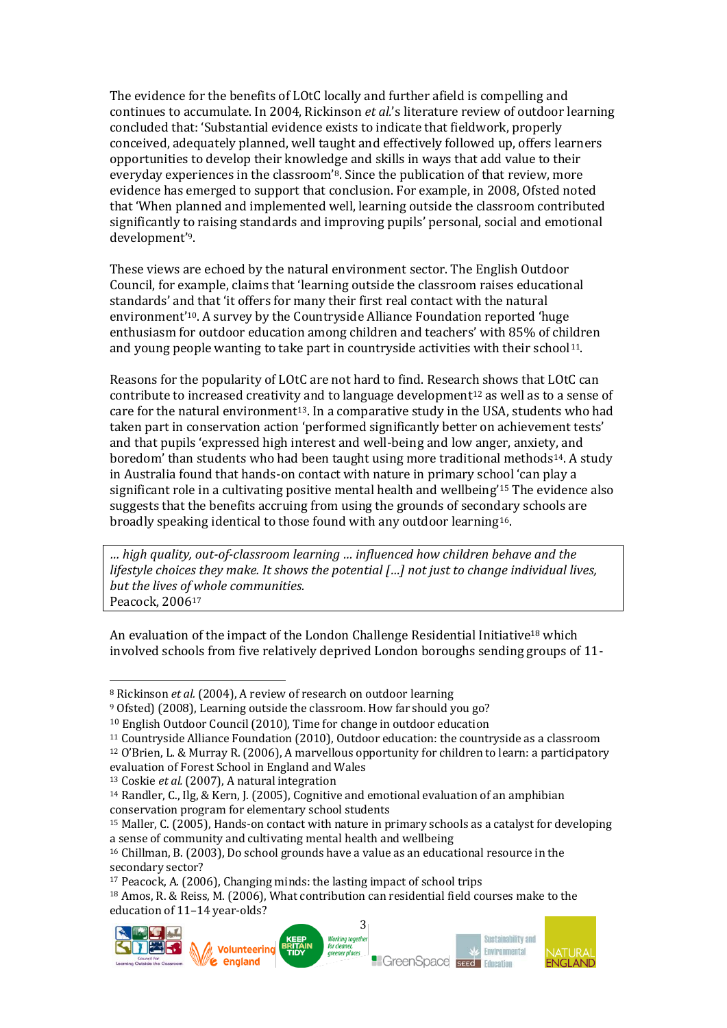The evidence for the benefits of LOtC locally and further afield is compelling and continues to accumulate. In 2004, Rickinson *et al.*'s literature review of outdoor learning concluded that: 'Substantial evidence exists to indicate that fieldwork, properly conceived, adequately planned, well taught and effectively followed up, offers learners opportunities to develop their knowledge and skills in ways that add value to their everyday experiences in the classroom'[8]. Since the publication of that review, more evidence has emerged to support that conclusion. For example, in 2008, Ofsted noted that 'When planned and implemented well, learning outside the classroom contributed significantly to raising standards and improving pupils' personal, social and emotional development'[9].

These views are echoed by the natural environment sector. The English Outdoor Council, for example, claims that 'learning outside the classroom raises educational standards' and that 'it offers for many their first real contact with the natural environment'[10]. A survey by the Countryside Alliance Foundation reported 'huge enthusiasm for outdoor education among children and teachers' with 85% of children and young people wanting to take part in countryside activities with their school[11].

Reasons for the popularity of LOtC are not hard to find. Research shows that LOtC can contribute to increased creativity and to language development[12] as well as to a sense of care for the natural environment[13]. In a comparative study in the USA, students who had taken part in conservation action 'performed significantly better on achievement tests' and that pupils 'expressed high interest and well-being and low anger, anxiety, and boredom' than students who had been taught using more traditional methods[14]. A study in Australia found that hands-on contact with nature in primary school 'can play a significant role in a cultivating positive mental health and wellbeing'[15] The evidence also suggests that the benefits accruing from using the grounds of secondary schools are broadly speaking identical to those found with any outdoor learning[16].

> *… high quality, out-of-classroom learning … influenced how children behave and the lifestyle choices they make. It shows the potential […] not just to change individual lives, but the lives of whole communities.*
> Peacock, 2006[17]

An evaluation of the impact of the London Challenge Residential Initiative[18] which involved schools from five relatively deprived London boroughs sending groups of 11-

---

[8] Rickinson *et al.* (2004), A review of research on outdoor learning

[9] Ofsted) (2008), Learning outside the classroom. How far should you go?

[10] English Outdoor Council (2010), Time for change in outdoor education

[11] Countryside Alliance Foundation (2010), Outdoor education: the countryside as a classroom

[12] O'Brien, L. & Murray R. (2006), A marvellous opportunity for children to learn: a participatory evaluation of Forest School in England and Wales

[13] Coskie *et al.* (2007), A natural integration

[14] Randler, C., Ilg, & Kern, J. (2005), Cognitive and emotional evaluation of an amphibian conservation program for elementary school students

[15] Maller, C. (2005), Hands-on contact with nature in primary schools as a catalyst for developing a sense of community and cultivating mental health and wellbeing

[16] Chillman, B. (2003), Do school grounds have a value as an educational resource in the secondary sector?

[17] Peacock, A. (2006), Changing minds: the lasting impact of school trips

[18] Amos, R. & Reiss, M. (2006), What contribution can residential field courses make to the education of 11–14 year-olds?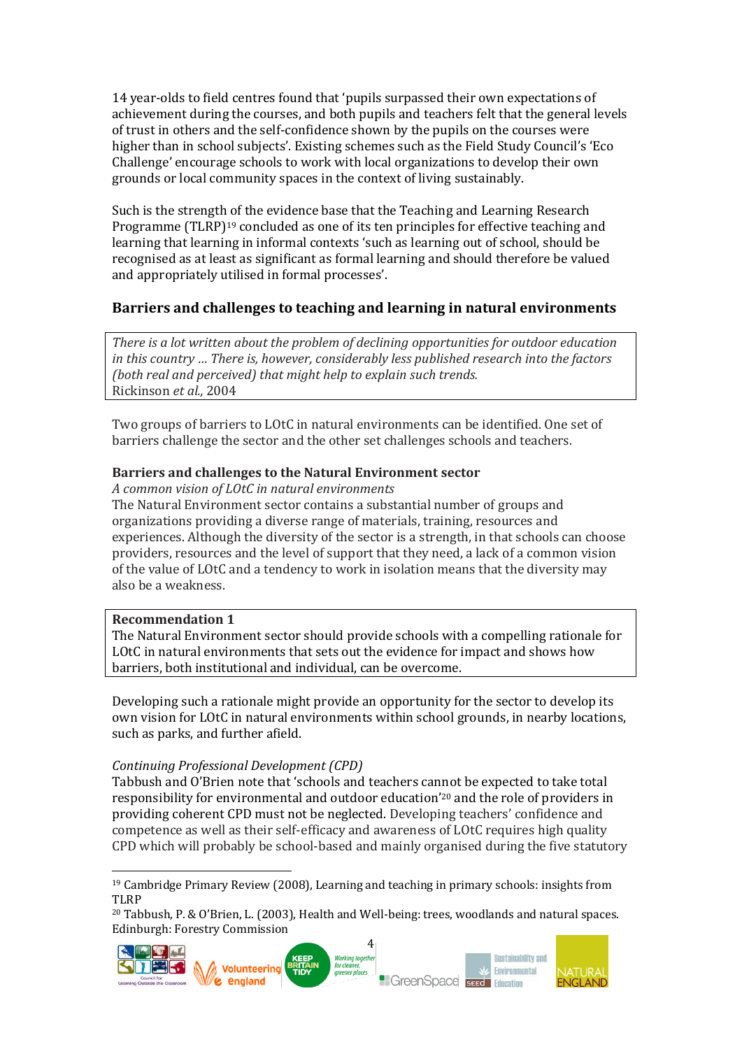14 year-olds to field centres found that 'pupils surpassed their own expectations of achievement during the courses, and both pupils and teachers felt that the general levels of trust in others and the self-confidence shown by the pupils on the courses were higher than in school subjects'. Existing schemes such as the Field Study Council's 'Eco Challenge' encourage schools to work with local organizations to develop their own grounds or local community spaces in the context of living sustainably.

Such is the strength of the evidence base that the Teaching and Learning Research Programme (TLRP)[19] concluded as one of its ten principles for effective teaching and learning that learning in informal contexts 'such as learning out of school, should be recognised as at least as significant as formal learning and should therefore be valued and appropriately utilised in formal processes'.

### Barriers and challenges to teaching and learning in natural environments

> *There is a lot written about the problem of declining opportunities for outdoor education in this country … There is, however, considerably less published research into the factors (both real and perceived) that might help to explain such trends.*
> Rickinson *et al.,* 2004

Two groups of barriers to LOtC in natural environments can be identified. One set of barriers challenge the sector and the other set challenges schools and teachers.

#### Barriers and challenges to the Natural Environment sector

*A common vision of LOtC in natural environments*

The Natural Environment sector contains a substantial number of groups and organizations providing a diverse range of materials, training, resources and experiences. Although the diversity of the sector is a strength, in that schools can choose providers, resources and the level of support that they need, a lack of a common vision of the value of LOtC and a tendency to work in isolation means that the diversity may also be a weakness.

> **Recommendation 1**
> The Natural Environment sector should provide schools with a compelling rationale for LOtC in natural environments that sets out the evidence for impact and shows how barriers, both institutional and individual, can be overcome.

Developing such a rationale might provide an opportunity for the sector to develop its own vision for LOtC in natural environments within school grounds, in nearby locations, such as parks, and further afield.

*Continuing Professional Development (CPD)*

Tabbush and O'Brien note that 'schools and teachers cannot be expected to take total responsibility for environmental and outdoor education'[20] and the role of providers in providing coherent CPD must not be neglected. Developing teachers' confidence and competence as well as their self-efficacy and awareness of LOtC requires high quality CPD which will probably be school-based and mainly organised during the five statutory

---

[19] Cambridge Primary Review (2008), Learning and teaching in primary schools: insights from TLRP

[20] Tabbush, P. & O'Brien, L. (2003), Health and Well-being: trees, woodlands and natural spaces. Edinburgh: Forestry Commission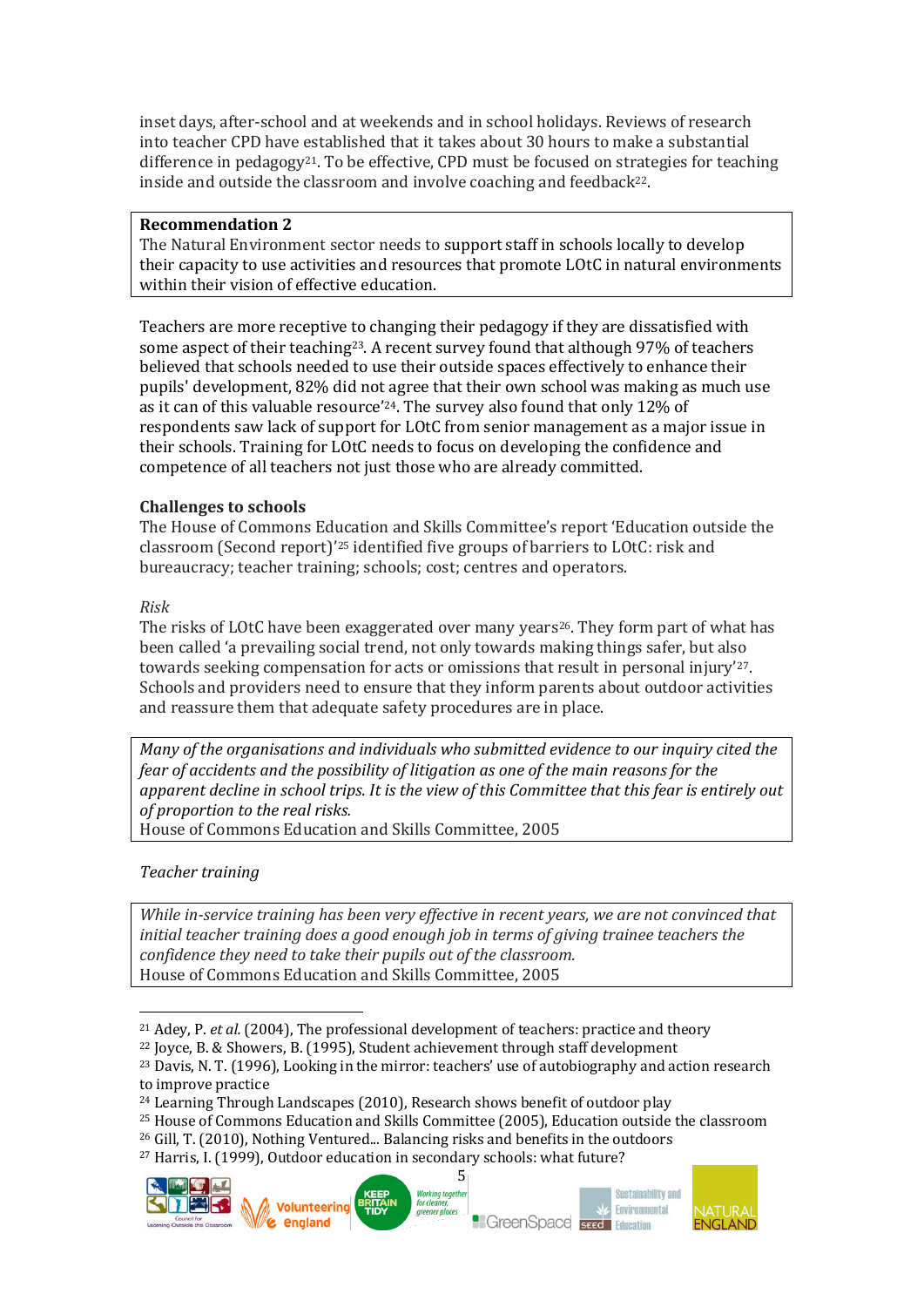inset days, after-school and at weekends and in school holidays. Reviews of research into teacher CPD have established that it takes about 30 hours to make a substantial difference in pedagogy[21]. To be effective, CPD must be focused on strategies for teaching inside and outside the classroom and involve coaching and feedback[22].

> **Recommendation 2**
> The Natural Environment sector needs to support staff in schools locally to develop their capacity to use activities and resources that promote LOtC in natural environments within their vision of effective education.

Teachers are more receptive to changing their pedagogy if they are dissatisfied with some aspect of their teaching[23]. A recent survey found that although 97% of teachers believed that schools needed to use their outside spaces effectively to enhance their pupils' development, 82% did not agree that their own school was making as much use as it can of this valuable resource'[24]. The survey also found that only 12% of respondents saw lack of support for LOtC from senior management as a major issue in their schools. Training for LOtC needs to focus on developing the confidence and competence of all teachers not just those who are already committed.

**Challenges to schools**

The House of Commons Education and Skills Committee's report 'Education outside the classroom (Second report)'[25] identified five groups of barriers to LOtC: risk and bureaucracy; teacher training; schools; cost; centres and operators.

*Risk*

The risks of LOtC have been exaggerated over many years[26]. They form part of what has been called 'a prevailing social trend, not only towards making things safer, but also towards seeking compensation for acts or omissions that result in personal injury'[27]. Schools and providers need to ensure that they inform parents about outdoor activities and reassure them that adequate safety procedures are in place.

> *Many of the organisations and individuals who submitted evidence to our inquiry cited the fear of accidents and the possibility of litigation as one of the main reasons for the apparent decline in school trips. It is the view of this Committee that this fear is entirely out of proportion to the real risks.*
> House of Commons Education and Skills Committee, 2005

*Teacher training*

> *While in-service training has been very effective in recent years, we are not convinced that initial teacher training does a good enough job in terms of giving trainee teachers the confidence they need to take their pupils out of the classroom.*
> House of Commons Education and Skills Committee, 2005

---

[21] Adey, P. *et al.* (2004), The professional development of teachers: practice and theory
[22] Joyce, B. & Showers, B. (1995), Student achievement through staff development
[23] Davis, N. T. (1996), Looking in the mirror: teachers' use of autobiography and action research to improve practice
[24] Learning Through Landscapes (2010), Research shows benefit of outdoor play
[25] House of Commons Education and Skills Committee (2005), Education outside the classroom
[26] Gill, T. (2010), Nothing Ventured... Balancing risks and benefits in the outdoors
[27] Harris, I. (1999), Outdoor education in secondary schools: what future?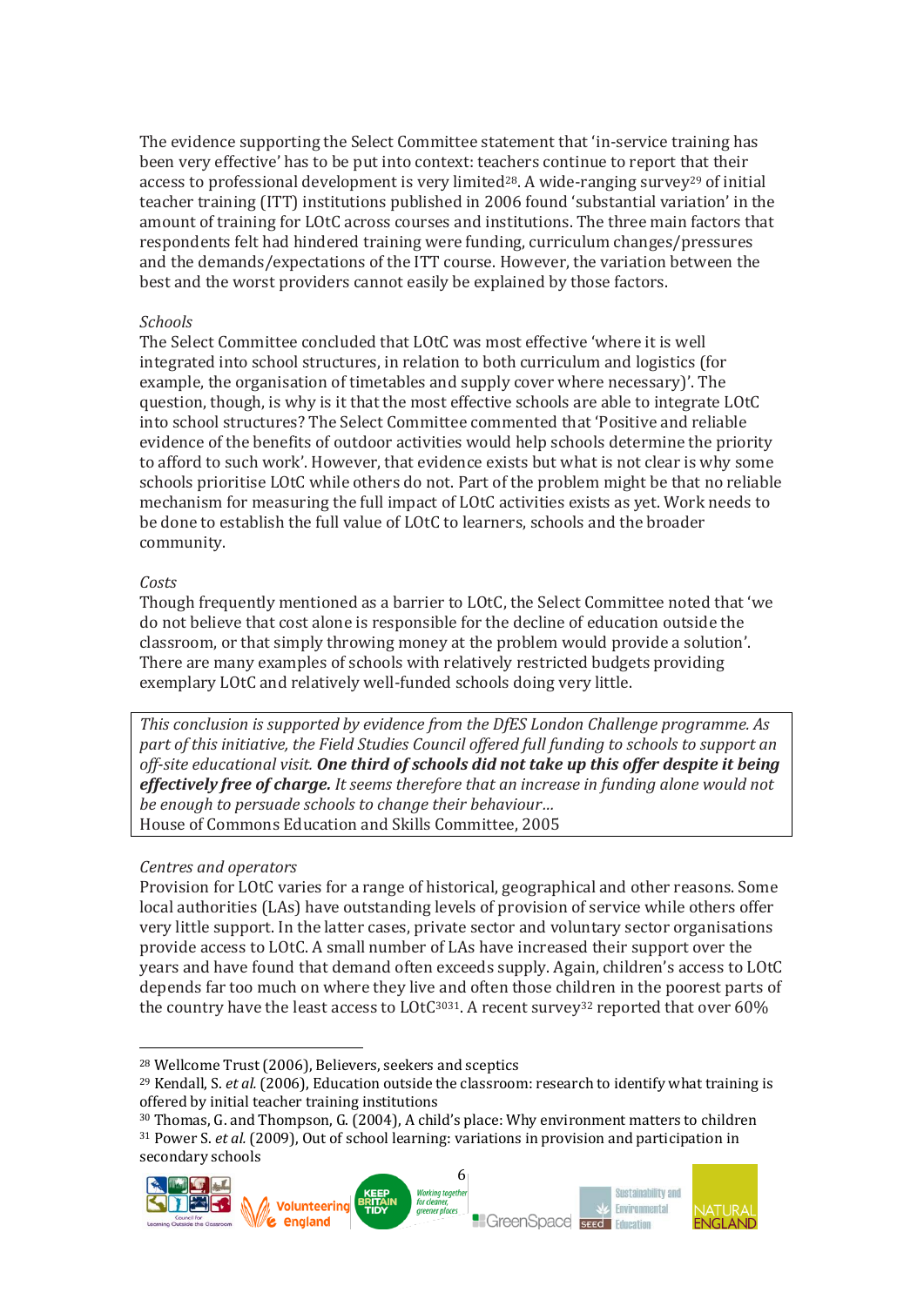The evidence supporting the Select Committee statement that 'in-service training has been very effective' has to be put into context: teachers continue to report that their access to professional development is very limited[28]. A wide-ranging survey[29] of initial teacher training (ITT) institutions published in 2006 found 'substantial variation' in the amount of training for LOtC across courses and institutions. The three main factors that respondents felt had hindered training were funding, curriculum changes/pressures and the demands/expectations of the ITT course. However, the variation between the best and the worst providers cannot easily be explained by those factors.

*Schools*

The Select Committee concluded that LOtC was most effective 'where it is well integrated into school structures, in relation to both curriculum and logistics (for example, the organisation of timetables and supply cover where necessary)'. The question, though, is why is it that the most effective schools are able to integrate LOtC into school structures? The Select Committee commented that 'Positive and reliable evidence of the benefits of outdoor activities would help schools determine the priority to afford to such work'. However, that evidence exists but what is not clear is why some schools prioritise LOtC while others do not. Part of the problem might be that no reliable mechanism for measuring the full impact of LOtC activities exists as yet. Work needs to be done to establish the full value of LOtC to learners, schools and the broader community.

*Costs*

Though frequently mentioned as a barrier to LOtC, the Select Committee noted that 'we do not believe that cost alone is responsible for the decline of education outside the classroom, or that simply throwing money at the problem would provide a solution'. There are many examples of schools with relatively restricted budgets providing exemplary LOtC and relatively well-funded schools doing very little.

> *This conclusion is supported by evidence from the DfES London Challenge programme. As part of this initiative, the Field Studies Council offered full funding to schools to support an off-site educational visit.* ***One third of schools did not take up this offer despite it being effectively free of charge.*** *It seems therefore that an increase in funding alone would not be enough to persuade schools to change their behaviour…*
> House of Commons Education and Skills Committee, 2005

*Centres and operators*

Provision for LOtC varies for a range of historical, geographical and other reasons. Some local authorities (LAs) have outstanding levels of provision of service while others offer very little support. In the latter cases, private sector and voluntary sector organisations provide access to LOtC. A small number of LAs have increased their support over the years and have found that demand often exceeds supply. Again, children's access to LOtC depends far too much on where they live and often those children in the poorest parts of the country have the least access to LOtC[30][31]. A recent survey[32] reported that over 60%

---

[28] Wellcome Trust (2006), Believers, seekers and sceptics

[29] Kendall, S. *et al.* (2006), Education outside the classroom: research to identify what training is offered by initial teacher training institutions

[30] Thomas, G. and Thompson, G. (2004), A child's place: Why environment matters to children

[31] Power S. *et al.* (2009), Out of school learning: variations in provision and participation in secondary schools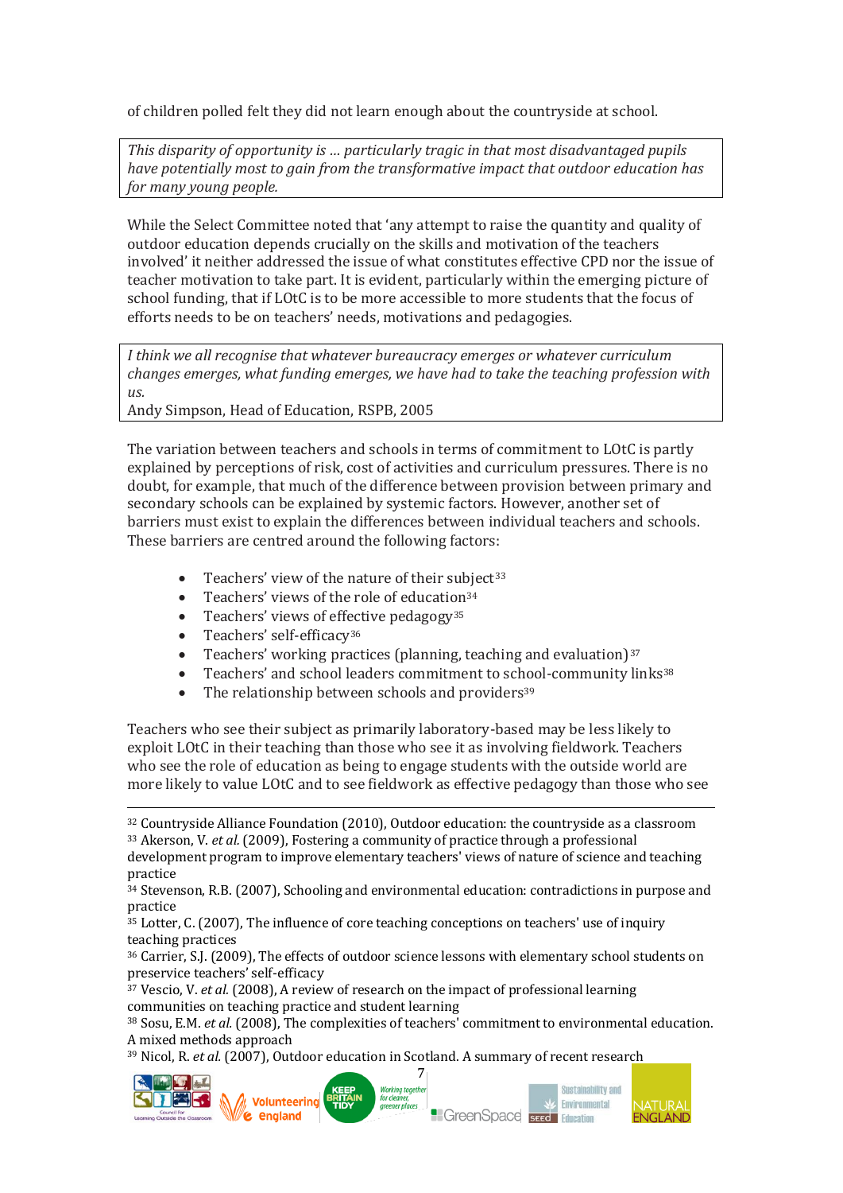of children polled felt they did not learn enough about the countryside at school.

> *This disparity of opportunity is … particularly tragic in that most disadvantaged pupils have potentially most to gain from the transformative impact that outdoor education has for many young people.*

While the Select Committee noted that 'any attempt to raise the quantity and quality of outdoor education depends crucially on the skills and motivation of the teachers involved' it neither addressed the issue of what constitutes effective CPD nor the issue of teacher motivation to take part. It is evident, particularly within the emerging picture of school funding, that if LOtC is to be more accessible to more students that the focus of efforts needs to be on teachers' needs, motivations and pedagogies.

> *I think we all recognise that whatever bureaucracy emerges or whatever curriculum changes emerges, what funding emerges, we have had to take the teaching profession with us.*
>
> Andy Simpson, Head of Education, RSPB, 2005

The variation between teachers and schools in terms of commitment to LOtC is partly explained by perceptions of risk, cost of activities and curriculum pressures. There is no doubt, for example, that much of the difference between provision between primary and secondary schools can be explained by systemic factors. However, another set of barriers must exist to explain the differences between individual teachers and schools. These barriers are centred around the following factors:

- Teachers' view of the nature of their subject[33]
- Teachers' views of the role of education[34]
- Teachers' views of effective pedagogy[35]
- Teachers' self-efficacy[36]
- Teachers' working practices (planning, teaching and evaluation)[37]
- Teachers' and school leaders commitment to school-community links[38]
- The relationship between schools and providers[39]

Teachers who see their subject as primarily laboratory-based may be less likely to exploit LOtC in their teaching than those who see it as involving fieldwork. Teachers who see the role of education as being to engage students with the outside world are more likely to value LOtC and to see fieldwork as effective pedagogy than those who see

---

[32] Countryside Alliance Foundation (2010), Outdoor education: the countryside as a classroom

[33] Akerson, V. *et al.* (2009), Fostering a community of practice through a professional development program to improve elementary teachers' views of nature of science and teaching practice

[34] Stevenson, R.B. (2007), Schooling and environmental education: contradictions in purpose and practice

[35] Lotter, C. (2007), The influence of core teaching conceptions on teachers' use of inquiry teaching practices

[36] Carrier, S.J. (2009), The effects of outdoor science lessons with elementary school students on preservice teachers' self-efficacy

[37] Vescio, V. *et al.* (2008), A review of research on the impact of professional learning communities on teaching practice and student learning

[38] Sosu, E.M. *et al.* (2008), The complexities of teachers' commitment to environmental education. A mixed methods approach

[39] Nicol, R. *et al.* (2007), Outdoor education in Scotland. A summary of recent research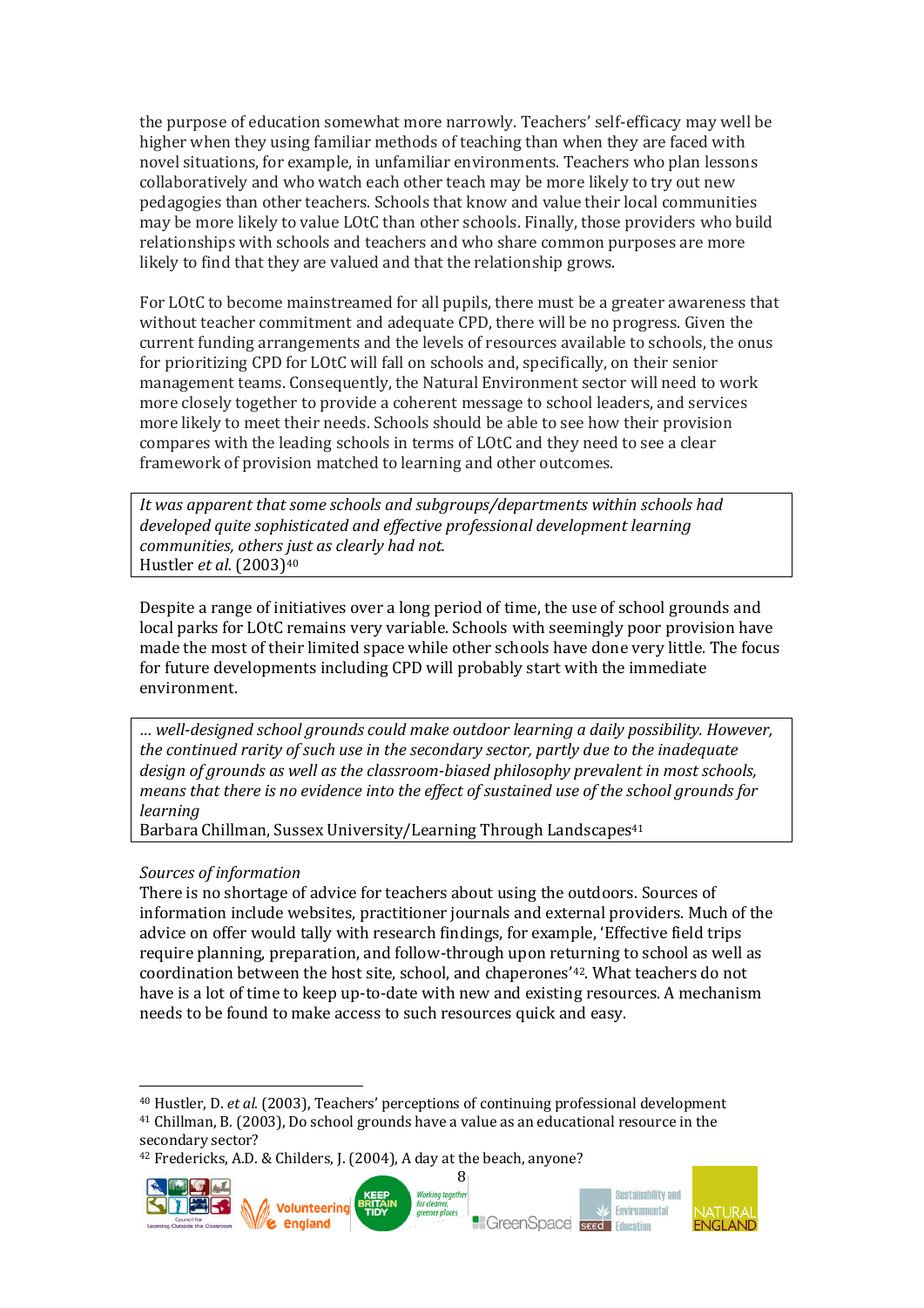the purpose of education somewhat more narrowly. Teachers' self-efficacy may well be higher when they using familiar methods of teaching than when they are faced with novel situations, for example, in unfamiliar environments. Teachers who plan lessons collaboratively and who watch each other teach may be more likely to try out new pedagogies than other teachers. Schools that know and value their local communities may be more likely to value LOtC than other schools. Finally, those providers who build relationships with schools and teachers and who share common purposes are more likely to find that they are valued and that the relationship grows.

For LOtC to become mainstreamed for all pupils, there must be a greater awareness that without teacher commitment and adequate CPD, there will be no progress. Given the current funding arrangements and the levels of resources available to schools, the onus for prioritizing CPD for LOtC will fall on schools and, specifically, on their senior management teams. Consequently, the Natural Environment sector will need to work more closely together to provide a coherent message to school leaders, and services more likely to meet their needs. Schools should be able to see how their provision compares with the leading schools in terms of LOtC and they need to see a clear framework of provision matched to learning and other outcomes.

> *It was apparent that some schools and subgroups/departments within schools had developed quite sophisticated and effective professional development learning communities, others just as clearly had not.*
> Hustler *et al.* (2003)[40]

Despite a range of initiatives over a long period of time, the use of school grounds and local parks for LOtC remains very variable. Schools with seemingly poor provision have made the most of their limited space while other schools have done very little. The focus for future developments including CPD will probably start with the immediate environment.

> *… well-designed school grounds could make outdoor learning a daily possibility. However, the continued rarity of such use in the secondary sector, partly due to the inadequate design of grounds as well as the classroom-biased philosophy prevalent in most schools, means that there is no evidence into the effect of sustained use of the school grounds for learning*
> Barbara Chillman, Sussex University/Learning Through Landscapes[41]

*Sources of information*

There is no shortage of advice for teachers about using the outdoors. Sources of information include websites, practitioner journals and external providers. Much of the advice on offer would tally with research findings, for example, 'Effective field trips require planning, preparation, and follow-through upon returning to school as well as coordination between the host site, school, and chaperones'[42]. What teachers do not have is a lot of time to keep up-to-date with new and existing resources. A mechanism needs to be found to make access to such resources quick and easy.

---

[40] Hustler, D. *et al.* (2003), Teachers' perceptions of continuing professional development

[41] Chillman, B. (2003), Do school grounds have a value as an educational resource in the secondary sector?

[42] Fredericks, A.D. & Childers, J. (2004), A day at the beach, anyone?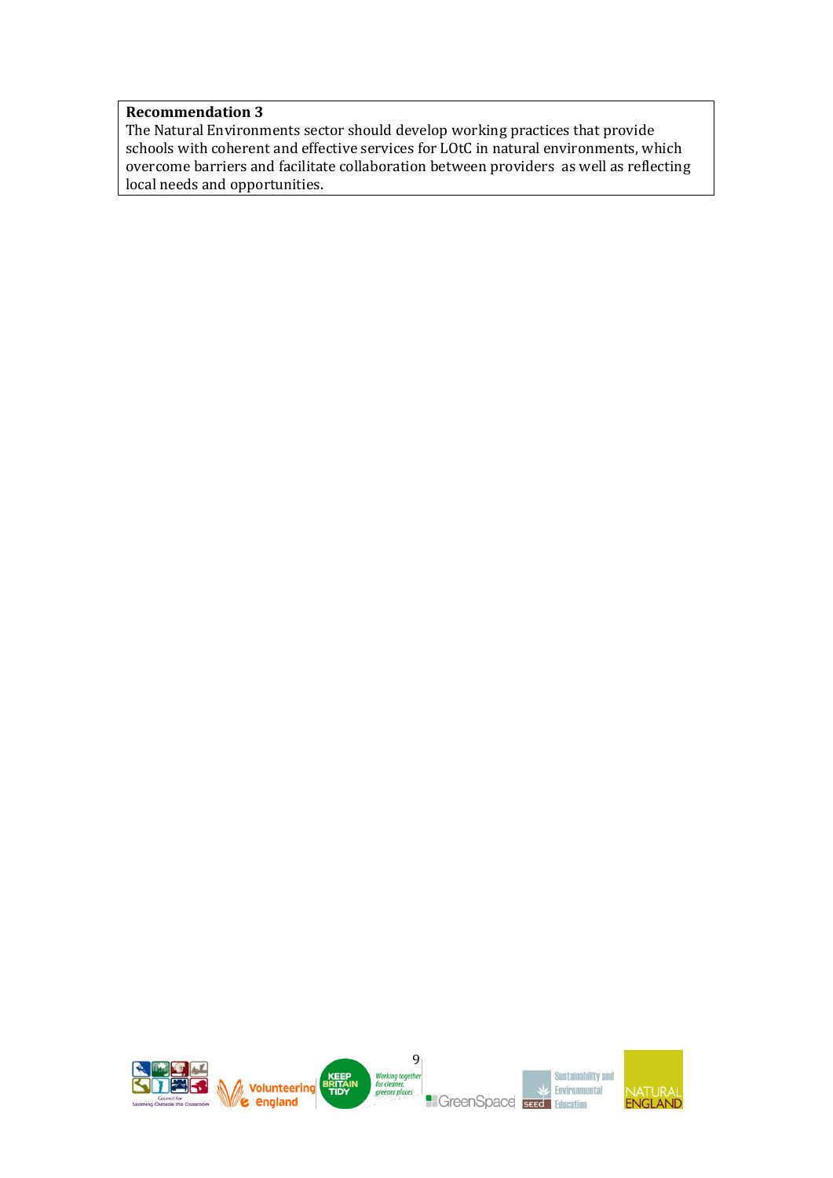**Recommendation 3**

The Natural Environments sector should develop working practices that provide schools with coherent and effective services for LOtC in natural environments, which overcome barriers and facilitate collaboration between providers as well as reflecting local needs and opportunities.